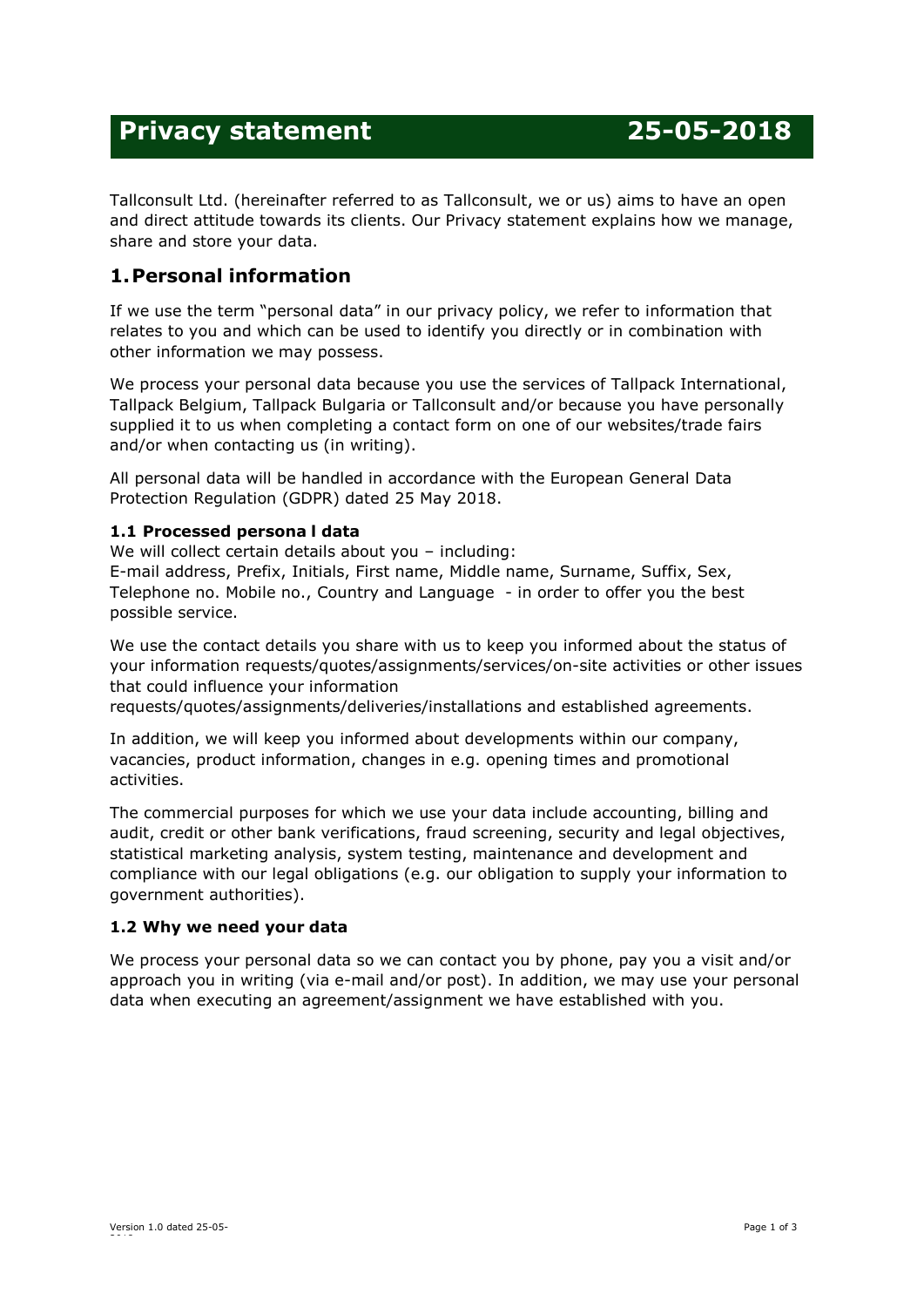# Privacy statement 25-05-2018

Tallconsult Ltd. (hereinafter referred to as Tallconsult, we or us) aims to have an open and direct attitude towards its clients. Our Privacy statement explains how we manage, share and store your data.

## 1. Personal information

If we use the term "personal data" in our privacy policy, we refer to information that relates to you and which can be used to identify you directly or in combination with other information we may possess.

We process your personal data because you use the services of Tallpack International, Tallpack Belgium, Tallpack Bulgaria or Tallconsult and/or because you have personally supplied it to us when completing a contact form on one of our websites/trade fairs and/or when contacting us (in writing).

All personal data will be handled in accordance with the European General Data Protection Regulation (GDPR) dated 25 May 2018.

### 1.1 Processed persona l data

We will collect certain details about you – including:
E-mail address, Prefix, Initials, First name, Middle name, Surname, Suffix, Sex, Telephone no. Mobile no., Country and Language - in order to offer you the best possible service.

We use the contact details you share with us to keep you informed about the status of your information requests/quotes/assignments/services/on-site activities or other issues that could influence your information requests/quotes/assignments/deliveries/installations and established agreements.

In addition, we will keep you informed about developments within our company, vacancies, product information, changes in e.g. opening times and promotional activities.

The commercial purposes for which we use your data include accounting, billing and audit, credit or other bank verifications, fraud screening, security and legal objectives, statistical marketing analysis, system testing, maintenance and development and compliance with our legal obligations (e.g. our obligation to supply your information to government authorities).

### 1.2 Why we need your data

We process your personal data so we can contact you by phone, pay you a visit and/or approach you in writing (via e-mail and/or post). In addition, we may use your personal data when executing an agreement/assignment we have established with you.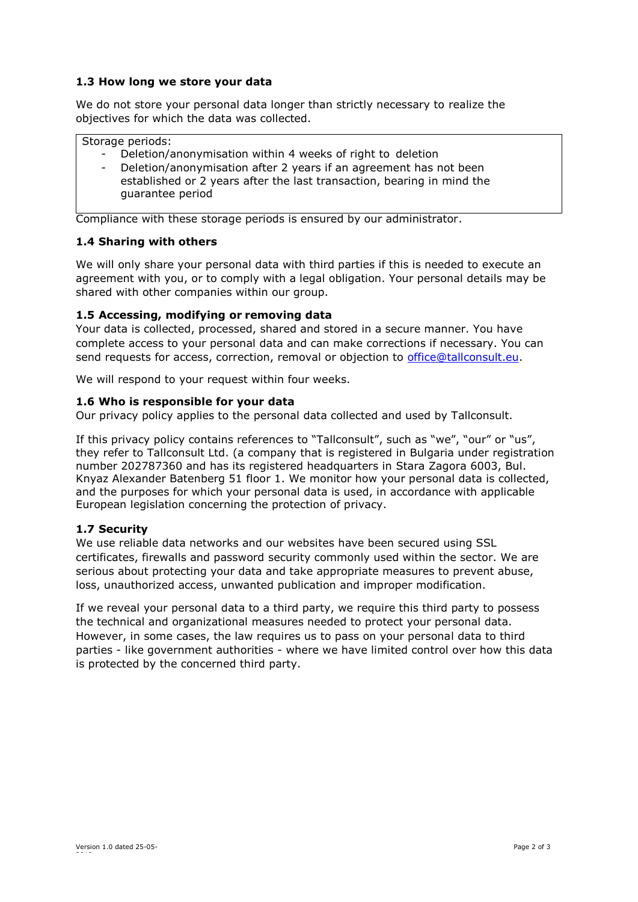### 1.3 How long we store your data

We do not store your personal data longer than strictly necessary to realize the objectives for which the data was collected.

Storage periods:

- Deletion/anonymisation within 4 weeks of right to deletion
- Deletion/anonymisation after 2 years if an agreement has not been established or 2 years after the last transaction, bearing in mind the guarantee period

Compliance with these storage periods is ensured by our administrator.

### 1.4 Sharing with others

We will only share your personal data with third parties if this is needed to execute an agreement with you, or to comply with a legal obligation. Your personal details may be shared with other companies within our group.

### 1.5 Accessing, modifying or removing data

Your data is collected, processed, shared and stored in a secure manner. You have complete access to your personal data and can make corrections if necessary. You can send requests for access, correction, removal or objection to office@tallconsult.eu.

We will respond to your request within four weeks.

### 1.6 Who is responsible for your data

Our privacy policy applies to the personal data collected and used by Tallconsult.

If this privacy policy contains references to "Tallconsult", such as "we", "our" or "us", they refer to Tallconsult Ltd. (a company that is registered in Bulgaria under registration number 202787360 and has its registered headquarters in Stara Zagora 6003, Bul. Knyaz Alexander Batenberg 51 floor 1. We monitor how your personal data is collected, and the purposes for which your personal data is used, in accordance with applicable European legislation concerning the protection of privacy.

### 1.7 Security

We use reliable data networks and our websites have been secured using SSL certificates, firewalls and password security commonly used within the sector. We are serious about protecting your data and take appropriate measures to prevent abuse, loss, unauthorized access, unwanted publication and improper modification.

If we reveal your personal data to a third party, we require this third party to possess the technical and organizational measures needed to protect your personal data. However, in some cases, the law requires us to pass on your personal data to third parties - like government authorities - where we have limited control over how this data is protected by the concerned third party.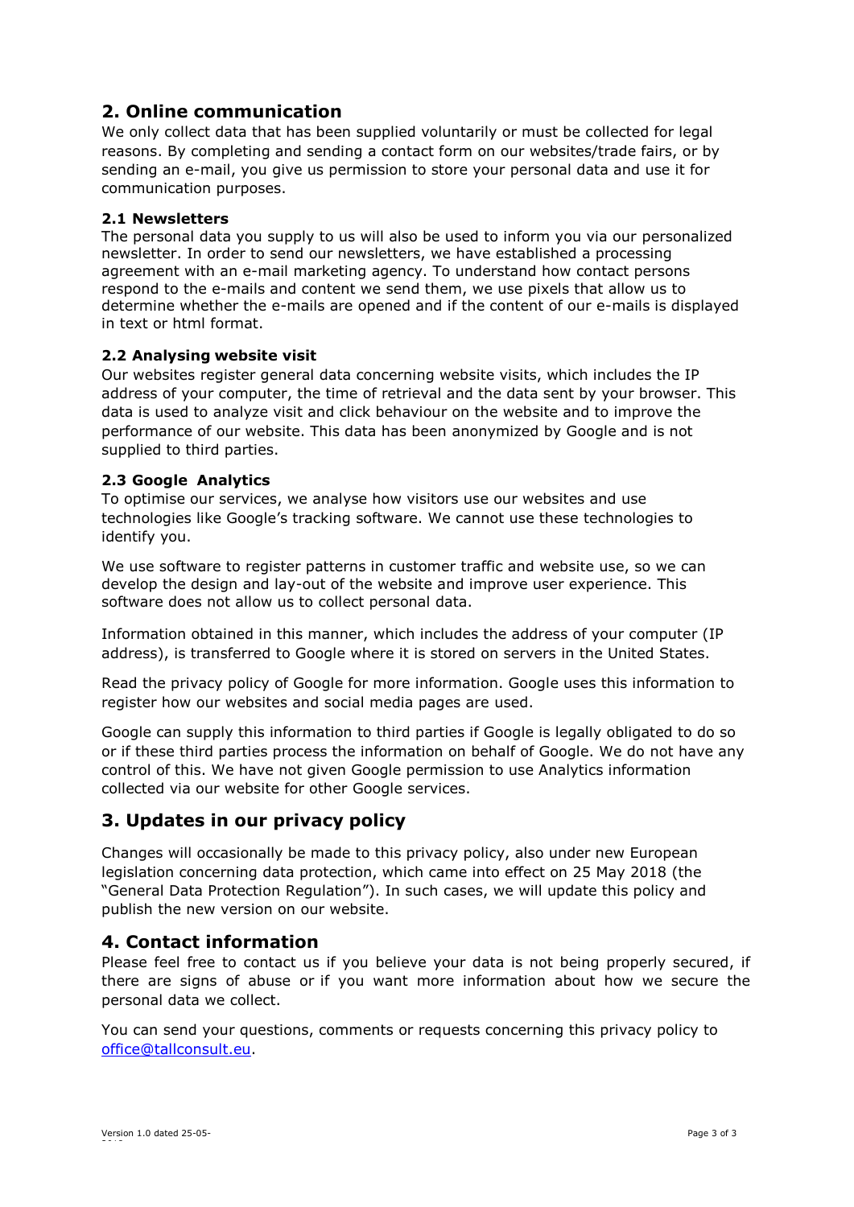## 2. Online communication

We only collect data that has been supplied voluntarily or must be collected for legal reasons. By completing and sending a contact form on our websites/trade fairs, or by sending an e-mail, you give us permission to store your personal data and use it for communication purposes.

### 2.1 Newsletters

The personal data you supply to us will also be used to inform you via our personalized newsletter. In order to send our newsletters, we have established a processing agreement with an e-mail marketing agency. To understand how contact persons respond to the e-mails and content we send them, we use pixels that allow us to determine whether the e-mails are opened and if the content of our e-mails is displayed in text or html format.

### 2.2 Analysing website visit

Our websites register general data concerning website visits, which includes the IP address of your computer, the time of retrieval and the data sent by your browser. This data is used to analyze visit and click behaviour on the website and to improve the performance of our website. This data has been anonymized by Google and is not supplied to third parties.

### 2.3 Google Analytics

To optimise our services, we analyse how visitors use our websites and use technologies like Google's tracking software. We cannot use these technologies to identify you.

We use software to register patterns in customer traffic and website use, so we can develop the design and lay-out of the website and improve user experience. This software does not allow us to collect personal data.

Information obtained in this manner, which includes the address of your computer (IP address), is transferred to Google where it is stored on servers in the United States.

Read the privacy policy of Google for more information. Google uses this information to register how our websites and social media pages are used.

Google can supply this information to third parties if Google is legally obligated to do so or if these third parties process the information on behalf of Google. We do not have any control of this. We have not given Google permission to use Analytics information collected via our website for other Google services.

## 3. Updates in our privacy policy

Changes will occasionally be made to this privacy policy, also under new European legislation concerning data protection, which came into effect on 25 May 2018 (the "General Data Protection Regulation"). In such cases, we will update this policy and publish the new version on our website.

## 4. Contact information

Please feel free to contact us if you believe your data is not being properly secured, if there are signs of abuse or if you want more information about how we secure the personal data we collect.

You can send your questions, comments or requests concerning this privacy policy to office@tallconsult.eu.